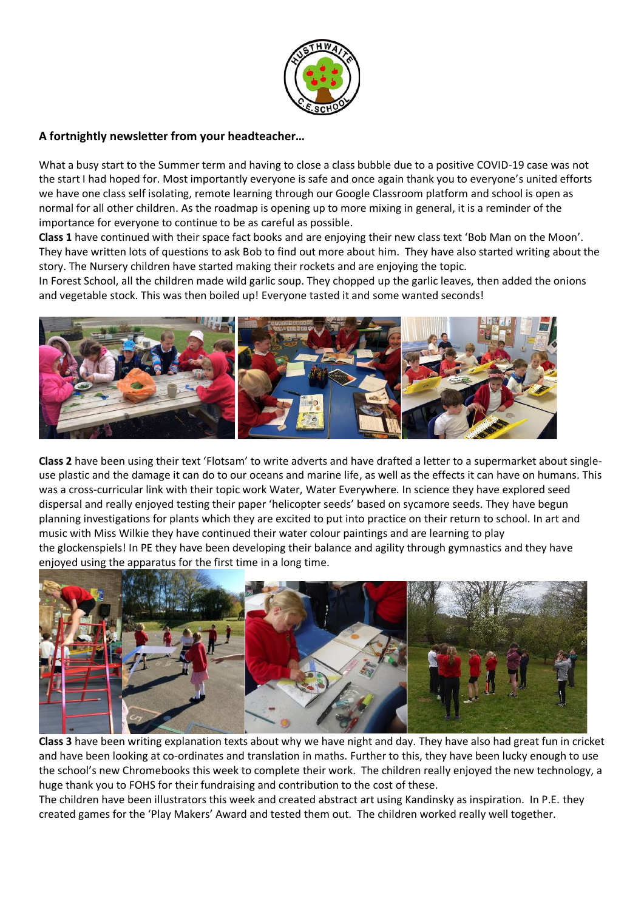**A fortnightly newsletter from your headteacher…**

What a busy start to the Summer term and having to close a class bubble due to a positive COVID-19 case was not the start I had hoped for. Most importantly everyone is safe and once again thank you to everyone's united efforts we have one class self isolating, remote learning through our Google Classroom platform and school is open as normal for all other children. As the roadmap is opening up to more mixing in general, it is a reminder of the importance for everyone to continue to be as careful as possible.

**Class 1** have continued with their space fact books and are enjoying their new class text 'Bob Man on the Moon'. They have written lots of questions to ask Bob to find out more about him. They have also started writing about the story. The Nursery children have started making their rockets and are enjoying the topic.

In Forest School, all the children made wild garlic soup. They chopped up the garlic leaves, then added the onions and vegetable stock. This was then boiled up! Everyone tasted it and some wanted seconds!

**Class 2** have been using their text 'Flotsam' to write adverts and have drafted a letter to a supermarket about single-use plastic and the damage it can do to our oceans and marine life, as well as the effects it can have on humans. This was a cross-curricular link with their topic work Water, Water Everywhere. In science they have explored seed dispersal and really enjoyed testing their paper 'helicopter seeds' based on sycamore seeds. They have begun planning investigations for plants which they are excited to put into practice on their return to school. In art and music with Miss Wilkie they have continued their water colour paintings and are learning to play the glockenspiels! In PE they have been developing their balance and agility through gymnastics and they have enjoyed using the apparatus for the first time in a long time.

**Class 3** have been writing explanation texts about why we have night and day. They have also had great fun in cricket and have been looking at co-ordinates and translation in maths. Further to this, they have been lucky enough to use the school's new Chromebooks this week to complete their work. The children really enjoyed the new technology, a huge thank you to FOHS for their fundraising and contribution to the cost of these.

The children have been illustrators this week and created abstract art using Kandinsky as inspiration. In P.E. they created games for the 'Play Makers' Award and tested them out. The children worked really well together.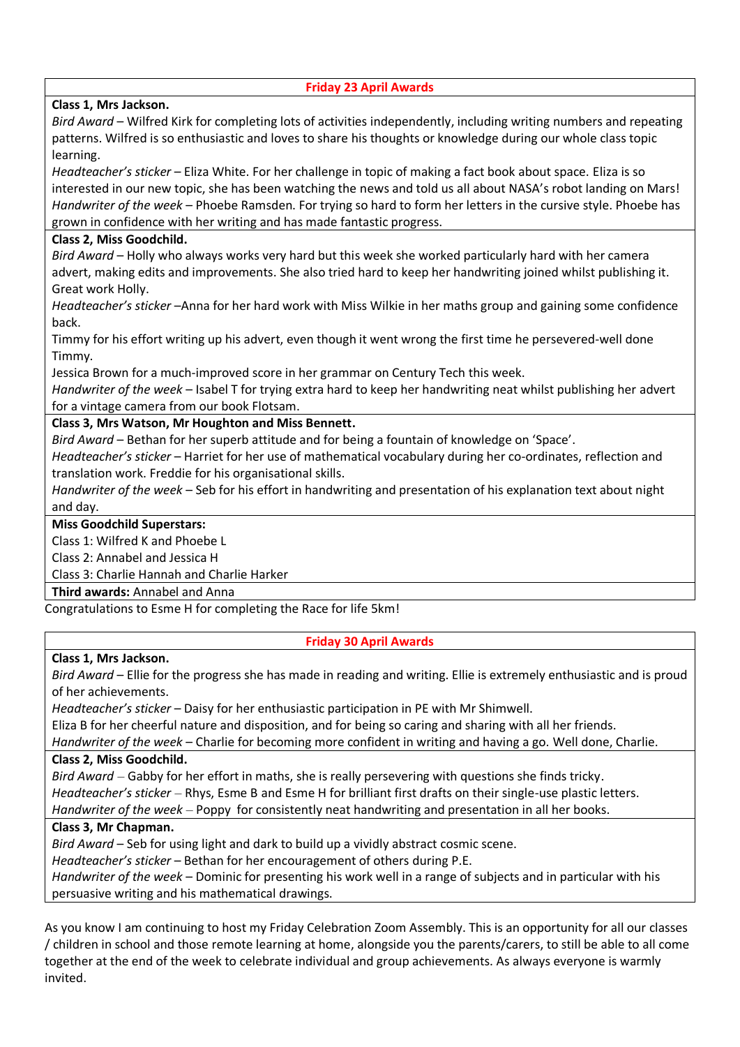## Friday 23 April Awards

**Class 1, Mrs Jackson.**

*Bird Award* – Wilfred Kirk for completing lots of activities independently, including writing numbers and repeating patterns. Wilfred is so enthusiastic and loves to share his thoughts or knowledge during our whole class topic learning.

*Headteacher's sticker* – Eliza White. For her challenge in topic of making a fact book about space. Eliza is so interested in our new topic, she has been watching the news and told us all about NASA's robot landing on Mars!

*Handwriter of the week* – Phoebe Ramsden. For trying so hard to form her letters in the cursive style. Phoebe has grown in confidence with her writing and has made fantastic progress.

**Class 2, Miss Goodchild.**

*Bird Award* – Holly who always works very hard but this week she worked particularly hard with her camera advert, making edits and improvements. She also tried hard to keep her handwriting joined whilst publishing it. Great work Holly.

*Headteacher's sticker* –Anna for her hard work with Miss Wilkie in her maths group and gaining some confidence back.

Timmy for his effort writing up his advert, even though it went wrong the first time he persevered-well done Timmy.

Jessica Brown for a much-improved score in her grammar on Century Tech this week.

*Handwriter of the week* – Isabel T for trying extra hard to keep her handwriting neat whilst publishing her advert for a vintage camera from our book Flotsam.

**Class 3, Mrs Watson, Mr Houghton and Miss Bennett.**

*Bird Award* – Bethan for her superb attitude and for being a fountain of knowledge on 'Space'.

*Headteacher's sticker* – Harriet for her use of mathematical vocabulary during her co-ordinates, reflection and translation work. Freddie for his organisational skills.

*Handwriter of the week* – Seb for his effort in handwriting and presentation of his explanation text about night and day.

**Miss Goodchild Superstars:**

Class 1: Wilfred K and Phoebe L

Class 2: Annabel and Jessica H

Class 3: Charlie Hannah and Charlie Harker

**Third awards:** Annabel and Anna

Congratulations to Esme H for completing the Race for life 5km!

## Friday 30 April Awards

**Class 1, Mrs Jackson.**

*Bird Award* – Ellie for the progress she has made in reading and writing. Ellie is extremely enthusiastic and is proud of her achievements.

*Headteacher's sticker* – Daisy for her enthusiastic participation in PE with Mr Shimwell.

Eliza B for her cheerful nature and disposition, and for being so caring and sharing with all her friends.

*Handwriter of the week* – Charlie for becoming more confident in writing and having a go. Well done, Charlie.

**Class 2, Miss Goodchild.**

*Bird Award* – Gabby for her effort in maths, she is really persevering with questions she finds tricky.

*Headteacher's sticker* – Rhys, Esme B and Esme H for brilliant first drafts on their single-use plastic letters.

*Handwriter of the week* – Poppy for consistently neat handwriting and presentation in all her books.

**Class 3, Mr Chapman.**

*Bird Award* – Seb for using light and dark to build up a vividly abstract cosmic scene.

*Headteacher's sticker* – Bethan for her encouragement of others during P.E.

*Handwriter of the week* – Dominic for presenting his work well in a range of subjects and in particular with his persuasive writing and his mathematical drawings.

As you know I am continuing to host my Friday Celebration Zoom Assembly. This is an opportunity for all our classes / children in school and those remote learning at home, alongside you the parents/carers, to still be able to all come together at the end of the week to celebrate individual and group achievements. As always everyone is warmly invited.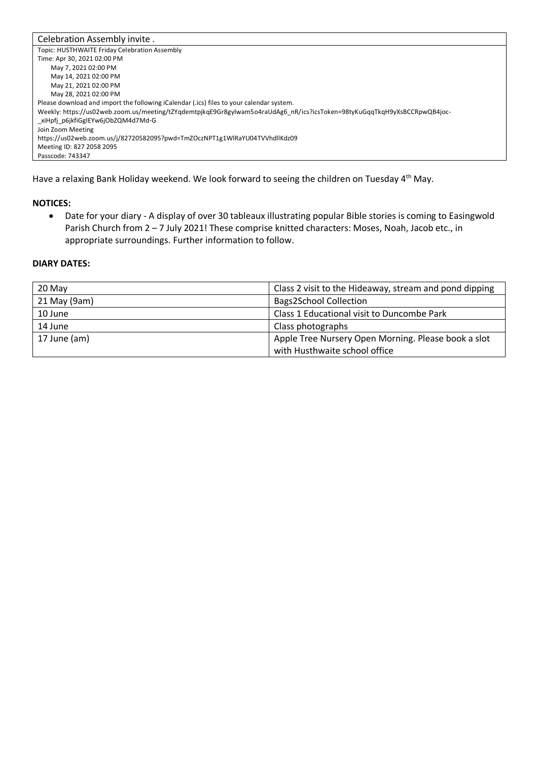| Celebration Assembly invite . |
| --- |
| Topic: HUSTHWAITE Friday Celebration Assembly<br>Time: Apr 30, 2021 02:00 PM<br>May 7, 2021 02:00 PM<br>May 14, 2021 02:00 PM<br>May 21, 2021 02:00 PM<br>May 28, 2021 02:00 PM<br>Please download and import the following iCalendar (.ics) files to your calendar system.<br>Weekly: https://us02web.zoom.us/meeting/tZYqdemtpjkqE9Gr8gyIwam5o4raUdAg6_nR/ics?icsToken=98tyKuGqqTkqH9yXsBCCRpwQB4joc-_xiHpfj_p6jkfiGglEYw6jObZQM4d7Md-G<br>Join Zoom Meeting<br>https://us02web.zoom.us/j/82720582095?pwd=TmZOczNPT1g1WlRaYU04TVVhdllKdz09<br>Meeting ID: 827 2058 2095<br>Passcode: 743347 |

Have a relaxing Bank Holiday weekend. We look forward to seeing the children on Tuesday 4th May.

**NOTICES:**

- Date for your diary - A display of over 30 tableaux illustrating popular Bible stories is coming to Easingwold Parish Church from 2 – 7 July 2021! These comprise knitted characters: Moses, Noah, Jacob etc., in appropriate surroundings. Further information to follow.

**DIARY DATES:**

| | |
| --- | --- |
| 20 May | Class 2 visit to the Hideaway, stream and pond dipping |
| 21 May (9am) | Bags2School Collection |
| 10 June | Class 1 Educational visit to Duncombe Park |
| 14 June | Class photographs |
| 17 June (am) | Apple Tree Nursery Open Morning. Please book a slot with Husthwaite school office |